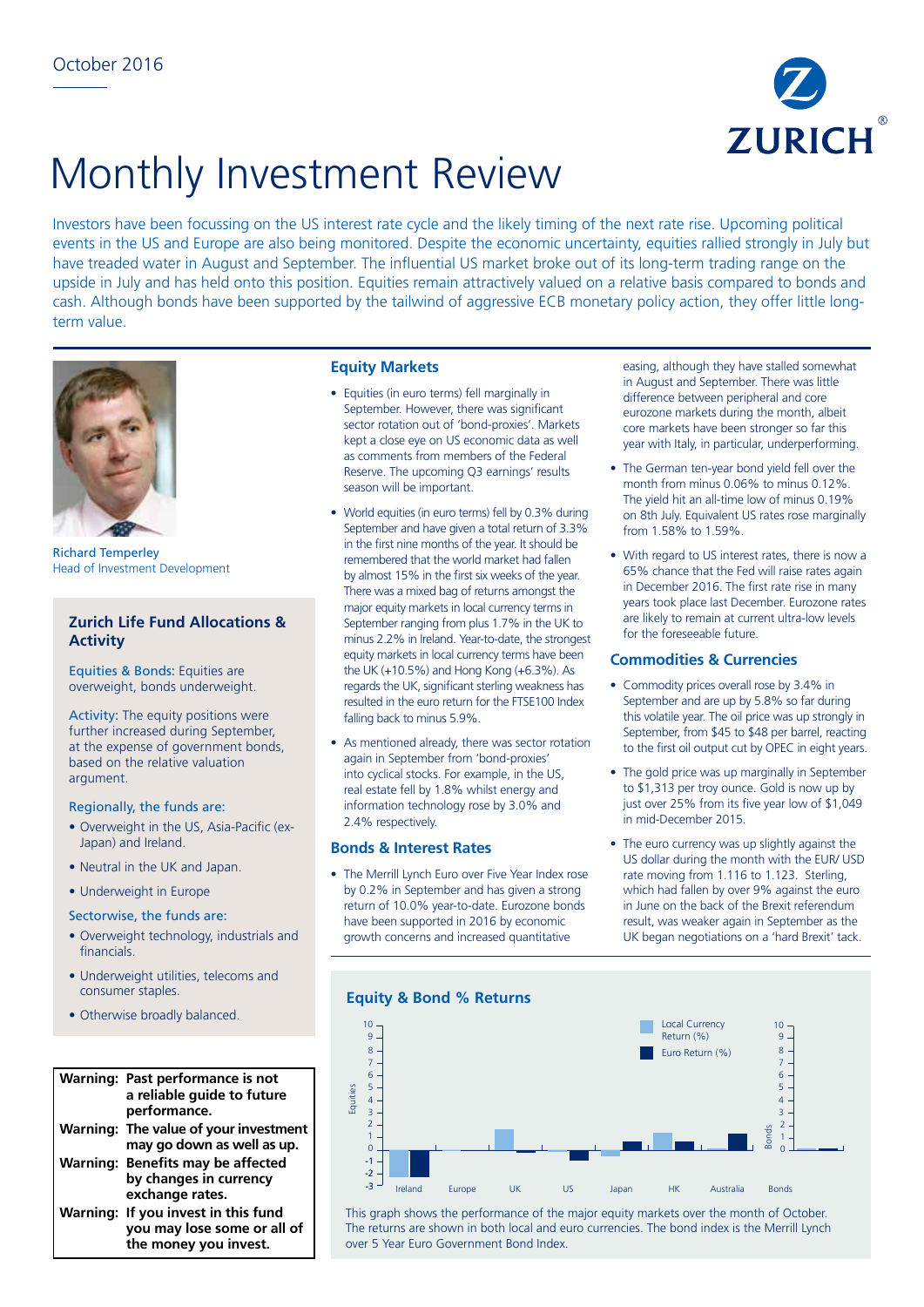October 2016

# Monthly Investment Review

Investors have been focussing on the US interest rate cycle and the likely timing of the next rate rise. Upcoming political events in the US and Europe are also being monitored. Despite the economic uncertainty, equities rallied strongly in July but have treaded water in August and September. The influential US market broke out of its long-term trading range on the upside in July and has held onto this position. Equities remain attractively valued on a relative basis compared to bonds and cash. Although bonds have been supported by the tailwind of aggressive ECB monetary policy action, they offer little long-term value.

Richard Temperley
Head of Investment Development

## Zurich Life Fund Allocations & Activity

**Equities & Bonds:** Equities are overweight, bonds underweight.

**Activity:** The equity positions were further increased during September, at the expense of government bonds, based on the relative valuation argument.

**Regionally, the funds are:**

- Overweight in the US, Asia-Pacific (ex-Japan) and Ireland.
- Neutral in the UK and Japan.
- Underweight in Europe

**Sectorwise, the funds are:**

- Overweight technology, industrials and financials.
- Underweight utilities, telecoms and consumer staples.
- Otherwise broadly balanced.

| | |
|---|---|
| **Warning:** | **Past performance is not a reliable guide to future performance.** |
| **Warning:** | **The value of your investment may go down as well as up.** |
| **Warning:** | **Benefits may be affected by changes in currency exchange rates.** |
| **Warning:** | **If you invest in this fund you may lose some or all of the money you invest.** |

## Equity Markets

- Equities (in euro terms) fell marginally in September. However, there was significant sector rotation out of 'bond-proxies'. Markets kept a close eye on US economic data as well as comments from members of the Federal Reserve. The upcoming Q3 earnings' results season will be important.
- World equities (in euro terms) fell by 0.3% during September and have given a total return of 3.3% in the first nine months of the year. It should be remembered that the world market had fallen by almost 15% in the first six weeks of the year. There was a mixed bag of returns amongst the major equity markets in local currency terms in September ranging from plus 1.7% in the UK to minus 2.2% in Ireland. Year-to-date, the strongest equity markets in local currency terms have been the UK (+10.5%) and Hong Kong (+6.3%). As regards the UK, significant sterling weakness has resulted in the euro return for the FTSE100 Index falling back to minus 5.9%.
- As mentioned already, there was sector rotation again in September from 'bond-proxies' into cyclical stocks. For example, in the US, real estate fell by 1.8% whilst energy and information technology rose by 3.0% and 2.4% respectively.

## Bonds & Interest Rates

- The Merrill Lynch Euro over Five Year Index rose by 0.2% in September and has given a strong return of 10.0% year-to-date. Eurozone bonds have been supported in 2016 by economic growth concerns and increased quantitative easing, although they have stalled somewhat in August and September. There was little difference between peripheral and core eurozone markets during the month, albeit core markets have been stronger so far this year with Italy, in particular, underperforming.
- The German ten-year bond yield fell over the month from minus 0.06% to minus 0.12%. The yield hit an all-time low of minus 0.19% on 8th July. Equivalent US rates rose marginally from 1.58% to 1.59%.
- With regard to US interest rates, there is now a 65% chance that the Fed will raise rates again in December 2016. The first rate rise in many years took place last December. Eurozone rates are likely to remain at current ultra-low levels for the foreseeable future.

## Commodities & Currencies

- Commodity prices overall rose by 3.4% in September and are up by 5.8% so far during this volatile year. The oil price was up strongly in September, from $45 to $48 per barrel, reacting to the first oil output cut by OPEC in eight years.
- The gold price was up marginally in September to $1,313 per troy ounce. Gold is now up by just over 25% from its five year low of $1,049 in mid-December 2015.
- The euro currency was up slightly against the US dollar during the month with the EUR/ USD rate moving from 1.116 to 1.123. Sterling, which had fallen by over 9% against the euro in June on the back of the Brexit referendum result, was weaker again in September as the UK began negotiations on a 'hard Brexit' tack.

## Equity & Bond % Returns

This graph shows the performance of the major equity markets over the month of October. The returns are shown in both local and euro currencies. The bond index is the Merrill Lynch over 5 Year Euro Government Bond Index.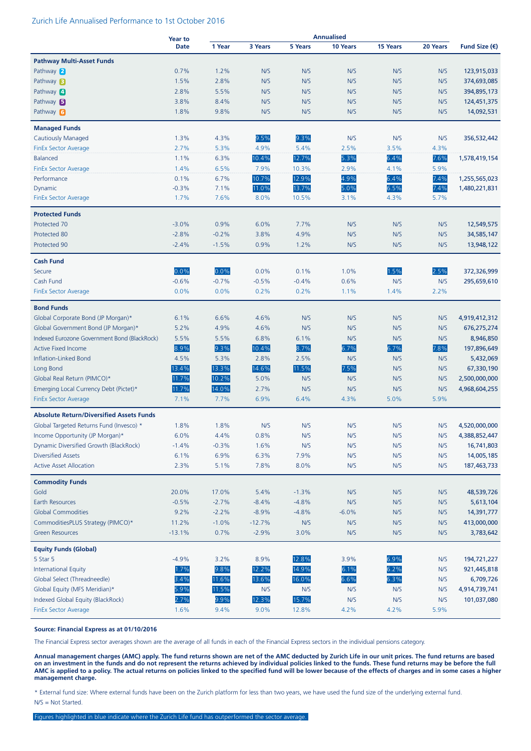Zurich Life Annualised Performance to 1st October 2016

| | Year to Date | Annualised | | | | | | Fund Size (€) |
|---|---|---|---|---|---|---|---|---|
| | | 1 Year | 3 Years | 5 Years | 10 Years | 15 Years | 20 Years | |
| **Pathway Multi-Asset Funds** | | | | | | | | |
| Pathway 2 | 0.7% | 1.2% | N/S | N/S | N/S | N/S | N/S | 123,915,033 |
| Pathway 3 | 1.5% | 2.8% | N/S | N/S | N/S | N/S | N/S | 374,693,085 |
| Pathway 4 | 2.8% | 5.5% | N/S | N/S | N/S | N/S | N/S | 394,895,173 |
| Pathway 5 | 3.8% | 8.4% | N/S | N/S | N/S | N/S | N/S | 124,451,375 |
| Pathway 6 | 1.8% | 9.8% | N/S | N/S | N/S | N/S | N/S | 14,092,531 |
| **Managed Funds** | | | | | | | | |
| Cautiously Managed | 1.3% | 4.3% | 9.5% | 9.3% | N/S | N/S | N/S | 356,532,442 |
| FinEx Sector Average | 2.7% | 5.3% | 4.9% | 5.4% | 2.5% | 3.5% | 4.3% | |
| Balanced | 1.1% | 6.3% | 10.4% | 12.7% | 5.3% | 6.4% | 7.6% | 1,578,419,154 |
| FinEx Sector Average | 1.4% | 6.5% | 7.9% | 10.3% | 2.9% | 4.1% | 5.9% | |
| Performance | 0.1% | 6.7% | 10.7% | 12.9% | 4.9% | 6.4% | 7.4% | 1,255,565,023 |
| Dynamic | -0.3% | 7.1% | 11.0% | 13.7% | 5.0% | 6.5% | 7.4% | 1,480,221,831 |
| FinEx Sector Average | 1.7% | 7.6% | 8.0% | 10.5% | 3.1% | 4.3% | 5.7% | |
| **Protected Funds** | | | | | | | | |
| Protected 70 | -3.0% | 0.9% | 6.0% | 7.7% | N/S | N/S | N/S | 12,549,575 |
| Protected 80 | -2.8% | -0.2% | 3.8% | 4.9% | N/S | N/S | N/S | 34,585,147 |
| Protected 90 | -2.4% | -1.5% | 0.9% | 1.2% | N/S | N/S | N/S | 13,948,122 |
| **Cash Fund** | | | | | | | | |
| Secure | 0.0% | 0.0% | 0.0% | 0.1% | 1.0% | 1.5% | 2.5% | 372,326,999 |
| Cash Fund | -0.6% | -0.7% | -0.5% | -0.4% | 0.6% | N/S | N/S | 295,659,610 |
| FinEx Sector Average | 0.0% | 0.0% | 0.2% | 0.2% | 1.1% | 1.4% | 2.2% | |
| **Bond Funds** | | | | | | | | |
| Global Corporate Bond (JP Morgan)* | 6.1% | 6.6% | 4.6% | N/S | N/S | N/S | N/S | 4,919,412,312 |
| Global Government Bond (JP Morgan)* | 5.2% | 4.9% | 4.6% | N/S | N/S | N/S | N/S | 676,275,274 |
| Indexed Eurozone Government Bond (BlackRock) | 5.5% | 5.5% | 6.8% | 6.1% | N/S | N/S | N/S | 8,946,850 |
| Active Fixed Income | 8.9% | 9.3% | 10.4% | 8.7% | 6.7% | 6.7% | 7.8% | 197,896,649 |
| Inflation-Linked Bond | 4.5% | 5.3% | 2.8% | 2.5% | N/S | N/S | N/S | 5,432,069 |
| Long Bond | 13.4% | 13.3% | 14.6% | 11.5% | 7.5% | N/S | N/S | 67,330,190 |
| Global Real Return (PIMCO)* | 11.7% | 10.2% | 5.0% | N/S | N/S | N/S | N/S | 2,500,000,000 |
| Emerging Local Currency Debt (Pictet)* | 11.7% | 14.0% | 2.7% | N/S | N/S | N/S | N/S | 4,968,604,255 |
| FinEx Sector Average | 7.1% | 7.7% | 6.9% | 6.4% | 4.3% | 5.0% | 5.9% | |
| **Absolute Return/Diversified Assets Funds** | | | | | | | | |
| Global Targeted Returns Fund (Invesco) * | 1.8% | 1.8% | N/S | N/S | N/S | N/S | N/S | 4,520,000,000 |
| Income Opportunity (JP Morgan)* | 6.0% | 4.4% | 0.8% | N/S | N/S | N/S | N/S | 4,388,852,447 |
| Dynamic Diversified Growth (BlackRock) | -1.4% | -0.3% | 1.6% | N/S | N/S | N/S | N/S | 16,741,803 |
| Diversified Assets | 6.1% | 6.9% | 6.3% | 7.9% | N/S | N/S | N/S | 14,005,185 |
| Active Asset Allocation | 2.3% | 5.1% | 7.8% | 8.0% | N/S | N/S | N/S | 187,463,733 |
| **Commodity Funds** | | | | | | | | |
| Gold | 20.0% | 17.0% | 5.4% | -1.3% | N/S | N/S | N/S | 48,539,726 |
| Earth Resources | -0.5% | -2.7% | -8.4% | -4.8% | N/S | N/S | N/S | 5,613,104 |
| Global Commodities | 9.2% | -2.2% | -8.9% | -4.8% | -6.0% | N/S | N/S | 14,391,777 |
| CommoditiesPLUS Strategy (PIMCO)* | 11.2% | -1.0% | -12.7% | N/S | N/S | N/S | N/S | 413,000,000 |
| Green Resources | -13.1% | 0.7% | -2.9% | 3.0% | N/S | N/S | N/S | 3,783,642 |
| **Equity Funds (Global)** | | | | | | | | |
| 5 Star 5 | -4.9% | 3.2% | 8.9% | 12.8% | 3.9% | 6.9% | N/S | 194,721,227 |
| International Equity | 1.7% | 9.8% | 12.2% | 14.9% | 6.1% | 6.2% | N/S | 921,445,818 |
| Global Select (Threadneedle) | 3.4% | 11.6% | 13.6% | 16.0% | 6.6% | 6.3% | N/S | 6,709,726 |
| Global Equity (MFS Meridian)* | 5.9% | 11.5% | N/S | N/S | N/S | N/S | N/S | 4,914,739,741 |
| Indexed Global Equity (BlackRock) | 2.7% | 9.9% | 12.3% | 15.7% | N/S | N/S | N/S | 101,037,080 |
| FinEx Sector Average | 1.6% | 9.4% | 9.0% | 12.8% | 4.2% | 4.2% | 5.9% | |

**Source: Financial Express as at 01/10/2016**

The Financial Express sector averages shown are the average of all funds in each of the Financial Express sectors in the individual pensions category.

**Annual management charges (AMC) apply. The fund returns shown are net of the AMC deducted by Zurich Life in our unit prices. The fund returns are based on an investment in the funds and do not represent the returns achieved by individual policies linked to the funds. These fund returns may be before the full AMC is applied to a policy. The actual returns on policies linked to the specified fund will be lower because of the effects of charges and in some cases a higher management charge.**

* External fund size: Where external funds have been on the Zurich platform for less than two years, we have used the fund size of the underlying external fund.

N/S = Not Started.

Figures highlighted in blue indicate where the Zurich Life fund has outperformed the sector average.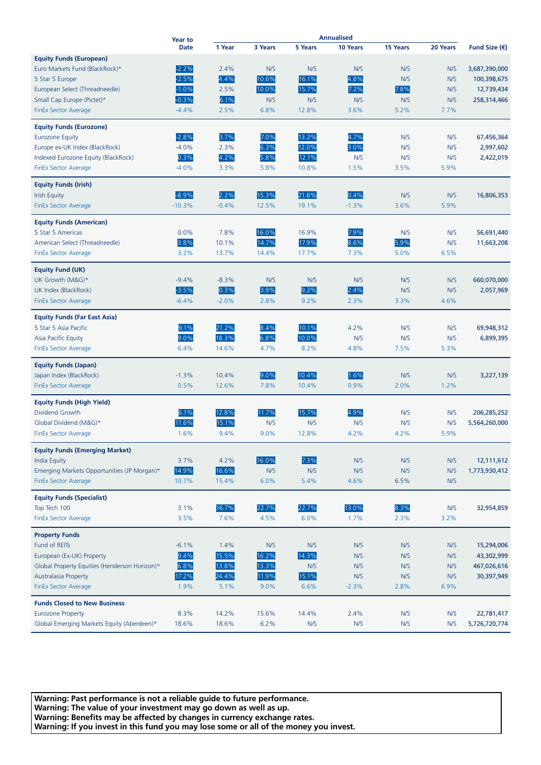| | Year to Date | Annualised | | | | | | Fund Size (€) |
|---|---|---|---|---|---|---|---|---|
| | | 1 Year | 3 Years | 5 Years | 10 Years | 15 Years | 20 Years | |
| **Equity Funds (European)** | | | | | | | | |
| Euro Markets Fund (BlackRock)* | -2.2% | 2.4% | N/S | N/S | N/S | N/S | N/S | 3,687,390,000 |
| 5 Star 5 Europe | -2.5% | 4.4% | 10.6% | 16.1% | 4.8% | N/S | N/S | 100,398,675 |
| European Select (Threadneedle) | -1.0% | 2.5% | 10.0% | 15.7% | 7.2% | 7.8% | N/S | 12,739,434 |
| Small Cap Europe (Pictet)* | -0.3% | 6.1% | N/S | N/S | N/S | N/S | N/S | 258,314,466 |
| FinEx Sector Average | -4.4% | 2.5% | 6.8% | 12.8% | 3.6% | 5.2% | 7.7% | |
| **Equity Funds (Eurozone)** | | | | | | | | |
| Eurozone Equity | -2.8% | 3.7% | 7.0% | 13.2% | 4.7% | N/S | N/S | 67,456,364 |
| Europe ex-UK Index (BlackRock) | -4.0% | 2.3% | 6.3% | 12.0% | 3.0% | N/S | N/S | 2,997,602 |
| Indexed Eurozone Equity (BlackRock) | 0.3% | 4.2% | 5.8% | 12.1% | N/S | N/S | N/S | 2,422,019 |
| FinEx Sector Average | -4.0% | 3.3% | 5.8% | 10.8% | 1.5% | 3.5% | 5.9% | |
| **Equity Funds (Irish)** | | | | | | | | |
| Irish Equity | -8.9% | 2.2% | 15.3% | 21.8% | 0.4% | N/S | N/S | 16,806,353 |
| FinEx Sector Average | -10.3% | -0.4% | 12.5% | 19.1% | -1.3% | 3.6% | 5.9% | |
| **Equity Funds (American)** | | | | | | | | |
| 5 Star 5 Americas | 0.0% | 7.8% | 16.0% | 16.9% | 7.9% | N/S | N/S | 56,691,440 |
| American Select (Threadneedle) | 3.8% | 10.1% | 14.7% | 17.9% | 8.6% | 5.9% | N/S | 11,663,208 |
| FinEx Sector Average | 3.2% | 13.7% | 14.4% | 17.7% | 7.3% | 5.0% | 6.5% | |
| **Equity Fund (UK)** | | | | | | | | |
| UK Growth (M&G)* | -9.4% | -8.3% | N/S | N/S | N/S | N/S | N/S | 660,070,000 |
| UK Index (BlackRock) | -3.5% | 0.3% | 3.9% | 9.2% | 2.4% | N/S | N/S | 2,057,969 |
| FinEx Sector Average | -6.4% | -2.0% | 2.8% | 9.2% | 2.3% | 3.3% | 4.6% | |
| **Equity Funds (Far East Asia)** | | | | | | | | |
| 5 Star 5 Asia Pacific | 9.1% | 21.2% | 8.4% | 10.1% | 4.2% | N/S | N/S | 69,948,312 |
| Asia Pacific Equity | 9.0% | 18.3% | 6.8% | 10.0% | N/S | N/S | N/S | 6,899,395 |
| FinEx Sector Average | 6.4% | 14.6% | 4.7% | 8.2% | 4.8% | 7.5% | 5.3% | |
| **Equity Funds (Japan)** | | | | | | | | |
| Japan Index (BlackRock) | -1.3% | 10.4% | 9.0% | 10.4% | 1.6% | N/S | N/S | 3,227,139 |
| FinEx Sector Average | 0.5% | 12.6% | 7.8% | 10.4% | 0.9% | 2.0% | 1.2% | |
| **Equity Funds (High Yield)** | | | | | | | | |
| Dividend Growth | 6.1% | 12.8% | 11.7% | 15.7% | 4.9% | N/S | N/S | 206,285,252 |
| Global Dividend (M&G)* | 11.6% | 15.1% | N/S | N/S | N/S | N/S | N/S | 5,564,260,000 |
| FinEx Sector Average | 1.6% | 9.4% | 9.0% | 12.8% | 4.2% | 4.2% | 5.9% | |
| **Equity Funds (Emerging Market)** | | | | | | | | |
| India Equity | 3.7% | 4.2% | 16.0% | 7.3% | N/S | N/S | N/S | 12,111,612 |
| Emerging Markets Opportunities (JP Morgan)* | 14.9% | 16.6% | N/S | N/S | N/S | N/S | N/S | 1,773,930,412 |
| FinEx Sector Average | 10.7% | 15.4% | 6.0% | 5.4% | 4.6% | 6.5% | N/S | |
| **Equity Funds (Specialist)** | | | | | | | | |
| Top Tech 100 | 3.1% | 16.7% | 22.7% | 22.7% | 13.0% | 8.3% | N/S | 32,954,859 |
| FinEx Sector Average | 3.5% | 7.6% | 4.5% | 6.0% | 1.7% | 2.3% | 3.2% | |
| **Property Funds** | | | | | | | | |
| Fund of REITs | -6.1% | 1.4% | N/S | N/S | N/S | N/S | N/S | 15,294,006 |
| European (Ex-UK) Property | 9.4% | 15.5% | 16.2% | 14.3% | N/S | N/S | N/S | 43,302,999 |
| Global Property Equities (Henderson Horizon)* | 6.8% | 13.8% | 13.3% | N/S | N/S | N/S | N/S | 467,026,616 |
| Australasia Property | 17.2% | 24.4% | 11.9% | 15.1% | N/S | N/S | N/S | 30,397,949 |
| FinEx Sector Average | 1.9% | 5.1% | 9.0% | 6.6% | -2.3% | 2.8% | 6.9% | |
| **Funds Closed to New Business** | | | | | | | | |
| Eurozone Property | 8.3% | 14.2% | 15.6% | 14.4% | 2.4% | N/S | N/S | 22,781,417 |
| Global Emerging Markets Equity (Aberdeen)* | 18.6% | 18.6% | 6.2% | N/S | N/S | N/S | N/S | 5,726,720,774 |

**Warning: Past performance is not a reliable guide to future performance.**
**Warning: The value of your investment may go down as well as up.**
**Warning: Benefits may be affected by changes in currency exchange rates.**
**Warning: If you invest in this fund you may lose some or all of the money you invest.**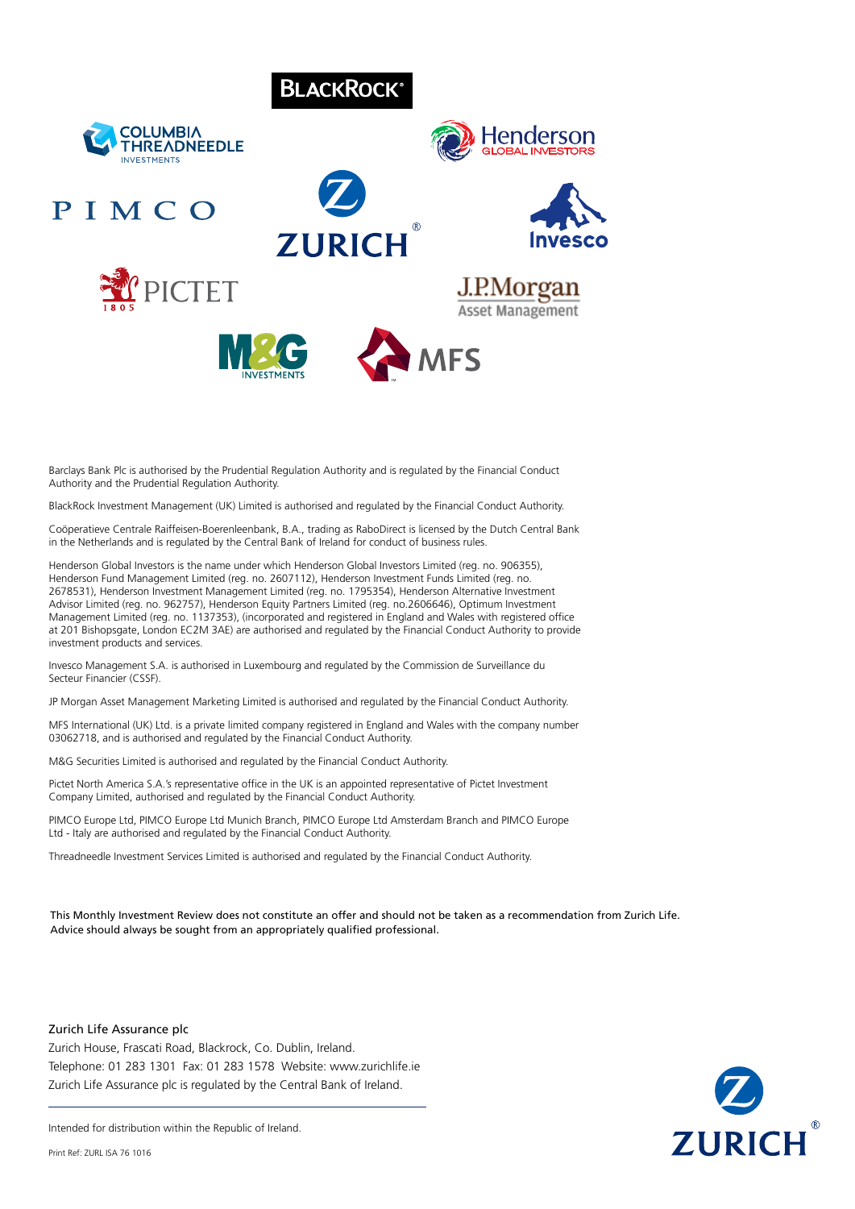Barclays Bank Plc is authorised by the Prudential Regulation Authority and is regulated by the Financial Conduct Authority and the Prudential Regulation Authority.

BlackRock Investment Management (UK) Limited is authorised and regulated by the Financial Conduct Authority.

Coöperatieve Centrale Raiffeisen-Boerenleenbank, B.A., trading as RaboDirect is licensed by the Dutch Central Bank in the Netherlands and is regulated by the Central Bank of Ireland for conduct of business rules.

Henderson Global Investors is the name under which Henderson Global Investors Limited (reg. no. 906355), Henderson Fund Management Limited (reg. no. 2607112), Henderson Investment Funds Limited (reg. no. 2678531), Henderson Investment Management Limited (reg. no. 1795354), Henderson Alternative Investment Advisor Limited (reg. no. 962757), Henderson Equity Partners Limited (reg. no.2606646), Optimum Investment Management Limited (reg. no. 1137353), (incorporated and registered in England and Wales with registered office at 201 Bishopsgate, London EC2M 3AE) are authorised and regulated by the Financial Conduct Authority to provide investment products and services.

Invesco Management S.A. is authorised in Luxembourg and regulated by the Commission de Surveillance du Secteur Financier (CSSF).

JP Morgan Asset Management Marketing Limited is authorised and regulated by the Financial Conduct Authority.

MFS International (UK) Ltd. is a private limited company registered in England and Wales with the company number 03062718, and is authorised and regulated by the Financial Conduct Authority.

M&G Securities Limited is authorised and regulated by the Financial Conduct Authority.

Pictet North America S.A.'s representative office in the UK is an appointed representative of Pictet Investment Company Limited, authorised and regulated by the Financial Conduct Authority.

PIMCO Europe Ltd, PIMCO Europe Ltd Munich Branch, PIMCO Europe Ltd Amsterdam Branch and PIMCO Europe Ltd - Italy are authorised and regulated by the Financial Conduct Authority.

Threadneedle Investment Services Limited is authorised and regulated by the Financial Conduct Authority.

This Monthly Investment Review does not constitute an offer and should not be taken as a recommendation from Zurich Life. Advice should always be sought from an appropriately qualified professional.

Zurich Life Assurance plc
Zurich House, Frascati Road, Blackrock, Co. Dublin, Ireland.
Telephone: 01 283 1301 Fax: 01 283 1578 Website: www.zurichlife.ie
Zurich Life Assurance plc is regulated by the Central Bank of Ireland.

Intended for distribution within the Republic of Ireland.

Print Ref: ZURL ISA 76 1016